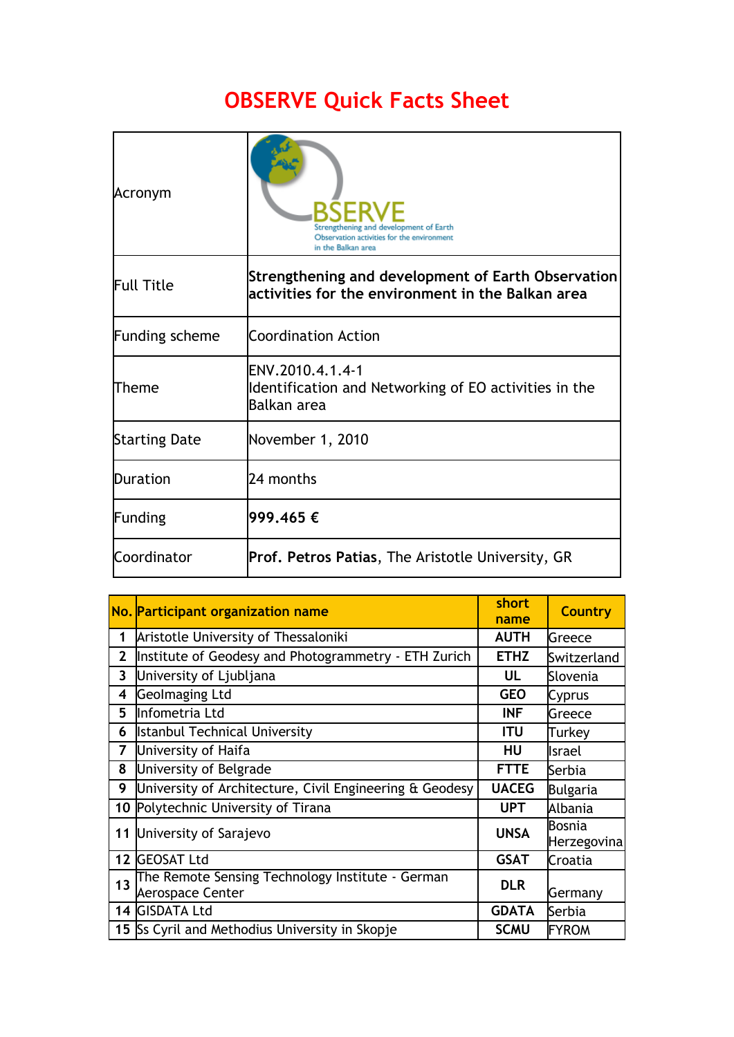# OBSERVE Quick Facts Sheet

| | |
|---|---|
| Acronym | BSERVE Strengthening and development of Earth Observation activities for the environment in the Balkan area |
| Full Title | **Strengthening and development of Earth Observation activities for the environment in the Balkan area** |
| Funding scheme | Coordination Action |
| Theme | ENV.2010.4.1.4-1 Identification and Networking of EO activities in the Balkan area |
| Starting Date | November 1, 2010 |
| Duration | 24 months |
| Funding | **999.465 €** |
| Coordinator | **Prof. Petros Patias**, The Aristotle University, GR |

| No. | Participant organization name | short name | Country |
|---|---|---|---|
| 1 | Aristotle University of Thessaloniki | AUTH | Greece |
| 2 | Institute of Geodesy and Photogrammetry - ETH Zurich | ETHZ | Switzerland |
| 3 | University of Ljubljana | UL | Slovenia |
| 4 | GeoImaging Ltd | GEO | Cyprus |
| 5 | Infometria Ltd | INF | Greece |
| 6 | Istanbul Technical University | ITU | Turkey |
| 7 | University of Haifa | HU | Israel |
| 8 | University of Belgrade | FTTE | Serbia |
| 9 | University of Architecture, Civil Engineering & Geodesy | UACEG | Bulgaria |
| 10 | Polytechnic University of Tirana | UPT | Albania |
| 11 | University of Sarajevo | UNSA | Bosnia Herzegovina |
| 12 | GEOSAT Ltd | GSAT | Croatia |
| 13 | The Remote Sensing Technology Institute - German Aerospace Center | DLR | Germany |
| 14 | GISDATA Ltd | GDATA | Serbia |
| 15 | Ss Cyril and Methodius University in Skopje | SCMU | FYROM |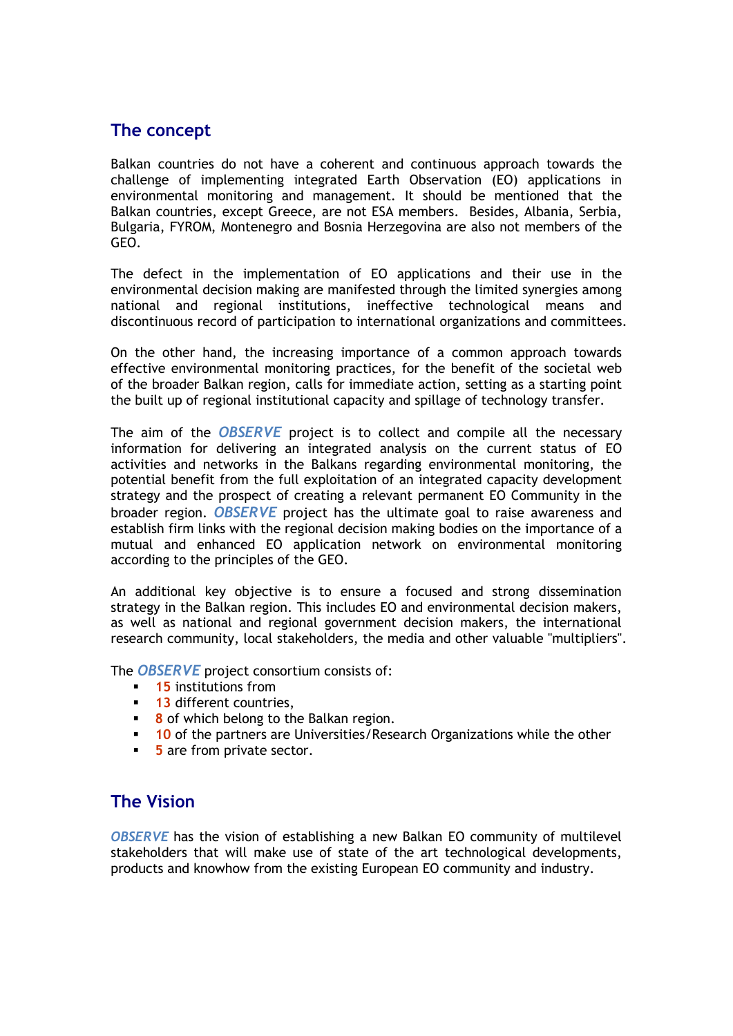## The concept

Balkan countries do not have a coherent and continuous approach towards the challenge of implementing integrated Earth Observation (EO) applications in environmental monitoring and management. It should be mentioned that the Balkan countries, except Greece, are not ESA members. Besides, Albania, Serbia, Bulgaria, FYROM, Montenegro and Bosnia Herzegovina are also not members of the GEO.

The defect in the implementation of EO applications and their use in the environmental decision making are manifested through the limited synergies among national and regional institutions, ineffective technological means and discontinuous record of participation to international organizations and committees.

On the other hand, the increasing importance of a common approach towards effective environmental monitoring practices, for the benefit of the societal web of the broader Balkan region, calls for immediate action, setting as a starting point the built up of regional institutional capacity and spillage of technology transfer.

The aim of the ***OBSERVE*** project is to collect and compile all the necessary information for delivering an integrated analysis on the current status of EO activities and networks in the Balkans regarding environmental monitoring, the potential benefit from the full exploitation of an integrated capacity development strategy and the prospect of creating a relevant permanent EO Community in the broader region. ***OBSERVE*** project has the ultimate goal to raise awareness and establish firm links with the regional decision making bodies on the importance of a mutual and enhanced EO application network on environmental monitoring according to the principles of the GEO.

An additional key objective is to ensure a focused and strong dissemination strategy in the Balkan region. This includes EO and environmental decision makers, as well as national and regional government decision makers, the international research community, local stakeholders, the media and other valuable "multipliers".

The ***OBSERVE*** project consortium consists of:

- 15 institutions from
- 13 different countries,
- 8 of which belong to the Balkan region.
- 10 of the partners are Universities/Research Organizations while the other
- 5 are from private sector.

## The Vision

***OBSERVE*** has the vision of establishing a new Balkan EO community of multilevel stakeholders that will make use of state of the art technological developments, products and knowhow from the existing European EO community and industry.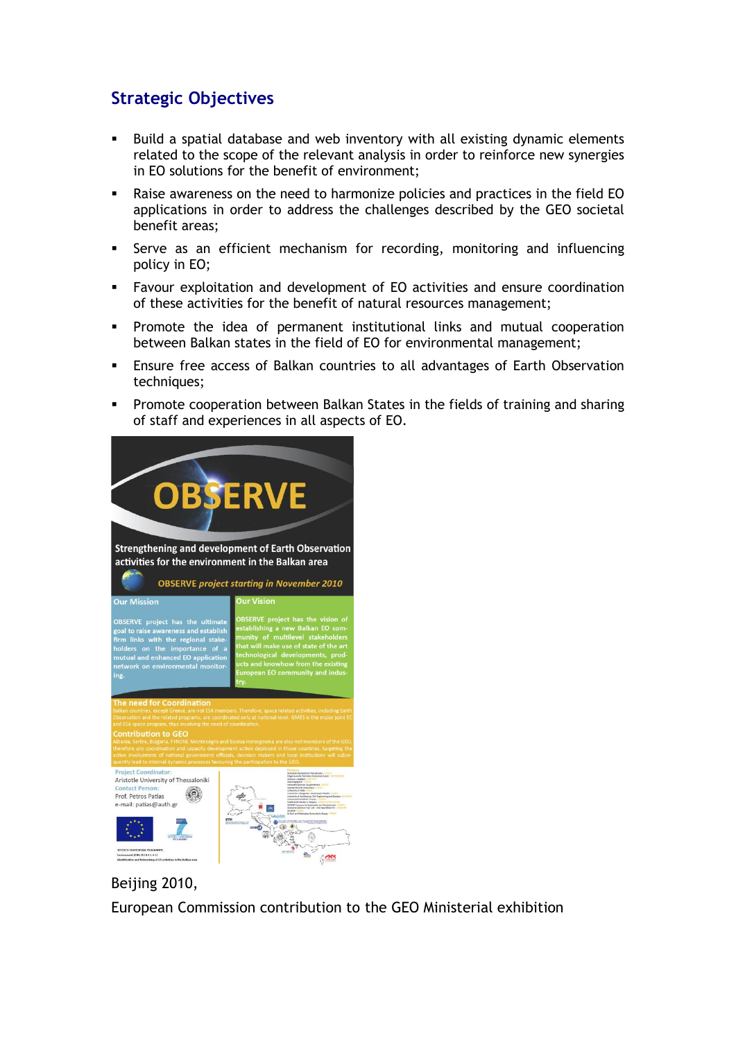## Strategic Objectives

- Build a spatial database and web inventory with all existing dynamic elements related to the scope of the relevant analysis in order to reinforce new synergies in EO solutions for the benefit of environment;
- Raise awareness on the need to harmonize policies and practices in the field EO applications in order to address the challenges described by the GEO societal benefit areas;
- Serve as an efficient mechanism for recording, monitoring and influencing policy in EO;
- Favour exploitation and development of EO activities and ensure coordination of these activities for the benefit of natural resources management;
- Promote the idea of permanent institutional links and mutual cooperation between Balkan states in the field of EO for environmental management;
- Ensure free access of Balkan countries to all advantages of Earth Observation techniques;
- Promote cooperation between Balkan States in the fields of training and sharing of staff and experiences in all aspects of EO.

**OBSERVE**

Strengthening and development of Earth Observation activities for the environment in the Balkan area

OBSERVE project starting in November 2010

**Our Mission**

OBSERVE project has the ultimate goal to raise awareness and establish firm links with the regional stakeholders on the importance of a mutual and enhanced EO application network on environmental monitoring.

**Our Vision**

OBSERVE project has the vision of establishing a new Balkan EO community of multilevel stakeholders that will make use of state of the art technological developments, products and knowhow from the existing European EO community and industry.

**The need for Coordination**

Balkan countries, except Greece, are not ESA members. Therefore, space related activities, including Earth Observation and the related programs, are coordinated only at national level. GMES is the major joint EC and ESA space program, thus involving the need of coordination.

**Contribution to GEO**

Albania, Serbia, Bulgaria, FYROM, Montenegro and Bosnia Herzegovina are also not members of the GEO, therefore any coordination and capacity development action deployed in those countries, targeting the active involvement of national government officials, decision makers and local institutions will subsequently lead to internal dynamic processes favouring the participation to the GEO.

Project Coordinator:
Aristotle University of Thessaloniki
Contact Person:
Prof. Petros Patias
e-mail: patias@auth.gr

Beijing 2010,

European Commission contribution to the GEO Ministerial exhibition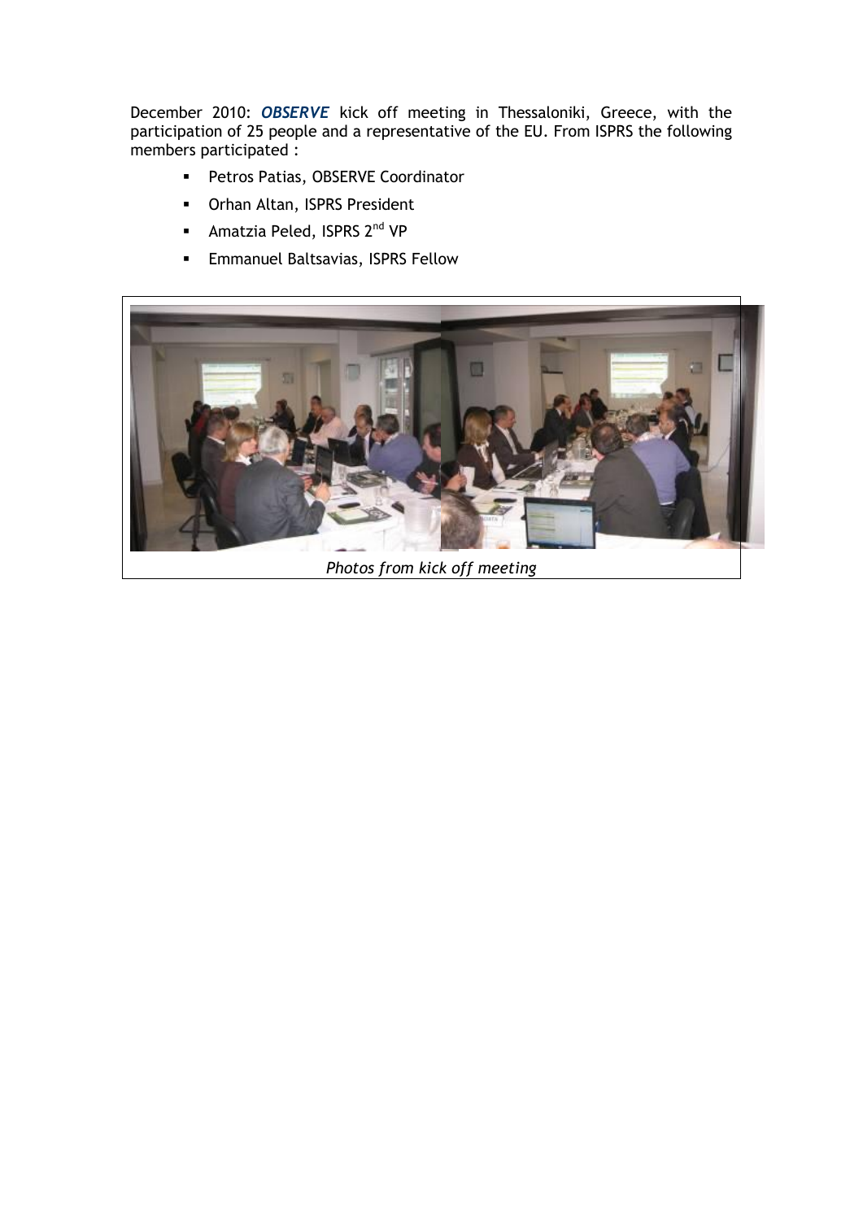December 2010: ***OBSERVE*** kick off meeting in Thessaloniki, Greece, with the participation of 25 people and a representative of the EU. From ISPRS the following members participated :

- Petros Patias, OBSERVE Coordinator
- Orhan Altan, ISPRS President
- Amatzia Peled, ISPRS 2nd VP
- Emmanuel Baltsavias, ISPRS Fellow

*Photos from kick off meeting*